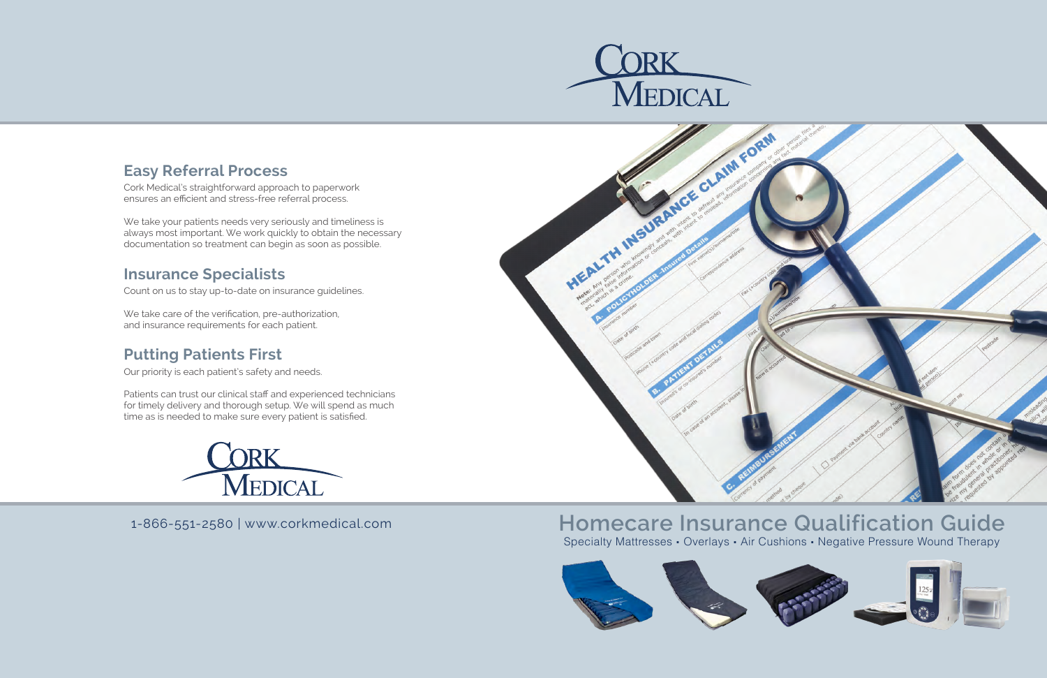# Homecare Insurance Qualification Guide

Specialty Mattresses • Overlays • Air Cushions • Negative Pressure Wound Therapy

## Easy Referral Process

Cork Medical's straightforward approach to paperwork ensures an efficient and stress-free referral process.

We take your patients needs very seriously and timeliness is always most important. We work quickly to obtain the necessary documentation so treatment can begin as soon as possible.

## Insurance Specialists

Count on us to stay up-to-date on insurance guidelines.

We take care of the verification, pre-authorization, and insurance requirements for each patient.

## Putting Patients First

Our priority is each patient's safety and needs.

Patients can trust our clinical staff and experienced technicians for timely delivery and thorough setup. We will spend as much time as is needed to make sure every patient is satisfied.

Cork Medical

1-866-551-2580 | www.corkmedical.com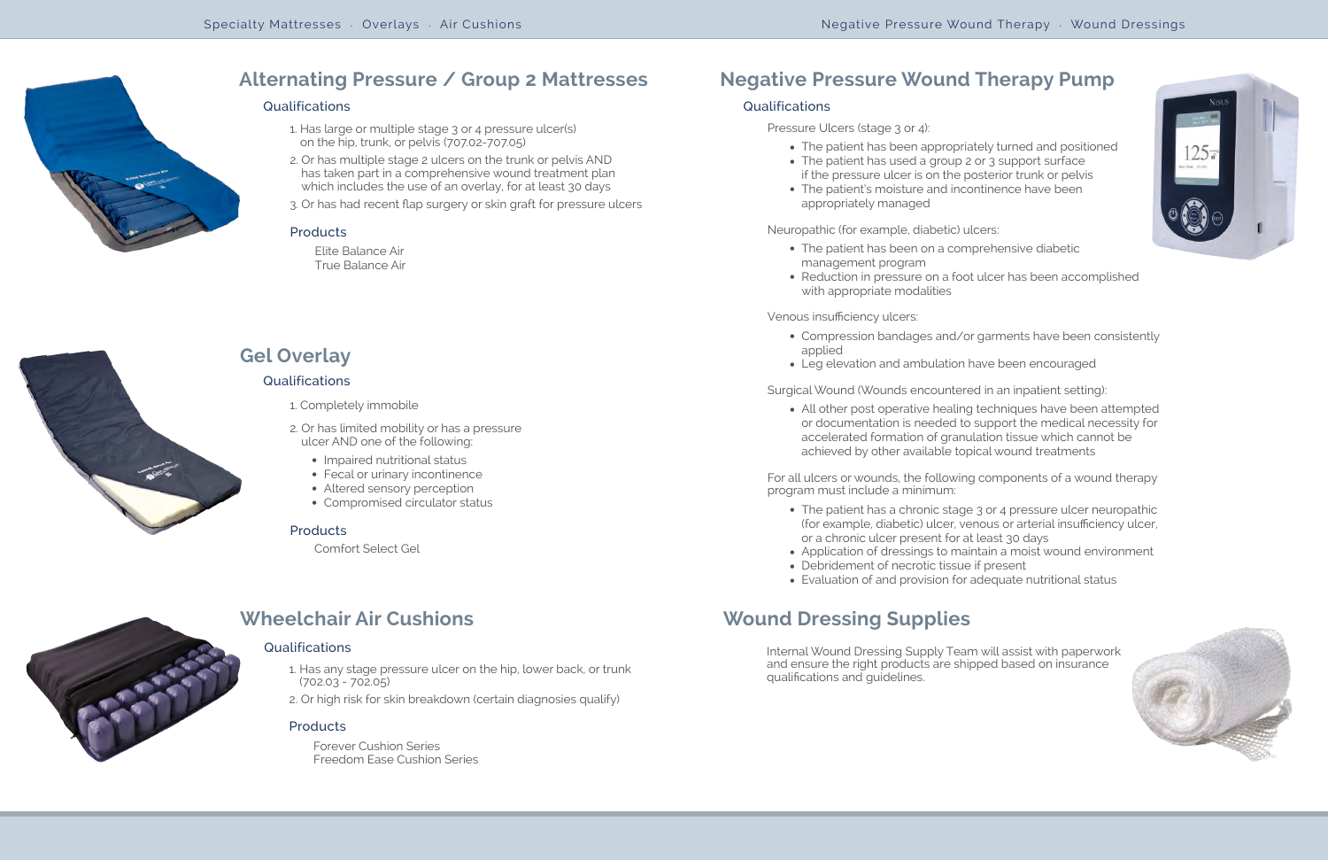## Alternating Pressure / Group 2 Mattresses

### Qualifications

1. Has large or multiple stage 3 or 4 pressure ulcer(s) on the hip, trunk, or pelvis (707.02-707.05)
2. Or has multiple stage 2 ulcers on the trunk or pelvis AND has taken part in a comprehensive wound treatment plan which includes the use of an overlay, for at least 30 days
3. Or has had recent flap surgery or skin graft for pressure ulcers

### Products

Elite Balance Air
True Balance Air

## Gel Overlay

### Qualifications

1. Completely immobile
2. Or has limited mobility or has a pressure ulcer AND one of the following:
   - Impaired nutritional status
   - Fecal or urinary incontinence
   - Altered sensory perception
   - Compromised circulator status

### Products

Comfort Select Gel

## Wheelchair Air Cushions

### Qualifications

1. Has any stage pressure ulcer on the hip, lower back, or trunk (702.03 - 702.05)
2. Or high risk for skin breakdown (certain diagnoses qualify)

### Products

Forever Cushion Series
Freedom Ease Cushion Series

## Negative Pressure Wound Therapy Pump

### Qualifications

Pressure Ulcers (stage 3 or 4):

- The patient has been appropriately turned and positioned
- The patient has used a group 2 or 3 support surface if the pressure ulcer is on the posterior trunk or pelvis
- The patient's moisture and incontinence have been appropriately managed

Neuropathic (for example, diabetic) ulcers:

- The patient has been on a comprehensive diabetic management program
- Reduction in pressure on a foot ulcer has been accomplished with appropriate modalities

Venous insufficiency ulcers:

- Compression bandages and/or garments have been consistently applied
- Leg elevation and ambulation have been encouraged

Surgical Wound (Wounds encountered in an inpatient setting):

- All other post operative healing techniques have been attempted or documentation is needed to support the medical necessity for accelerated formation of granulation tissue which cannot be achieved by other available topical wound treatments

For all ulcers or wounds, the following components of a wound therapy program must include a minimum:

- The patient has a chronic stage 3 or 4 pressure ulcer neuropathic (for example, diabetic) ulcer, venous or arterial insufficiency ulcer, or a chronic ulcer present for at least 30 days
- Application of dressings to maintain a moist wound environment
- Debridement of necrotic tissue if present
- Evaluation of and provision for adequate nutritional status

## Wound Dressing Supplies

Internal Wound Dressing Supply Team will assist with paperwork and ensure the right products are shipped based on insurance qualifications and guidelines.